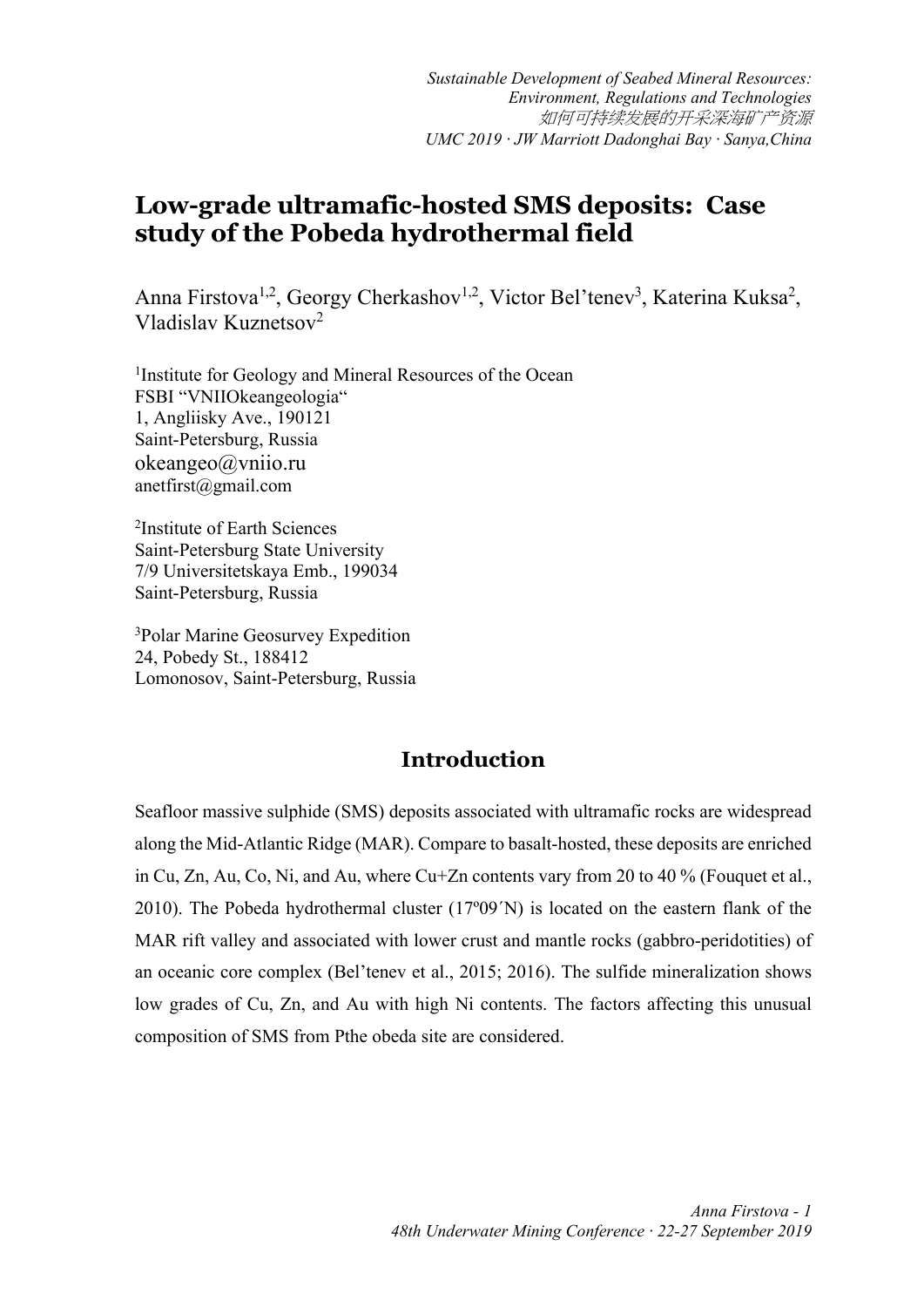# Low-grade ultramafic-hosted SMS deposits: Case study of the Pobeda hydrothermal field

Anna Firstova[1,2], Georgy Cherkashov[1,2], Victor Bel'tenev[3], Katerina Kuksa[2], Vladislav Kuznetsov[2]

[1]Institute for Geology and Mineral Resources of the Ocean
FSBI "VNIIOkeangeologia"
1, Angliisky Ave., 190121
Saint-Petersburg, Russia
okeangeo@vniio.ru
anetfirst@gmail.com

[2]Institute of Earth Sciences
Saint-Petersburg State University
7/9 Universitetskaya Emb., 199034
Saint-Petersburg, Russia

[3]Polar Marine Geosurvey Expedition
24, Pobedy St., 188412
Lomonosov, Saint-Petersburg, Russia

## Introduction

Seafloor massive sulphide (SMS) deposits associated with ultramafic rocks are widespread along the Mid-Atlantic Ridge (MAR). Compare to basalt-hosted, these deposits are enriched in Cu, Zn, Au, Co, Ni, and Au, where Cu+Zn contents vary from 20 to 40 % (Fouquet et al., 2010). The Pobeda hydrothermal cluster (17º09´N) is located on the eastern flank of the MAR rift valley and associated with lower crust and mantle rocks (gabbro-peridotities) of an oceanic core complex (Bel'tenev et al., 2015; 2016). The sulfide mineralization shows low grades of Cu, Zn, and Au with high Ni contents. The factors affecting this unusual composition of SMS from Pthe obeda site are considered.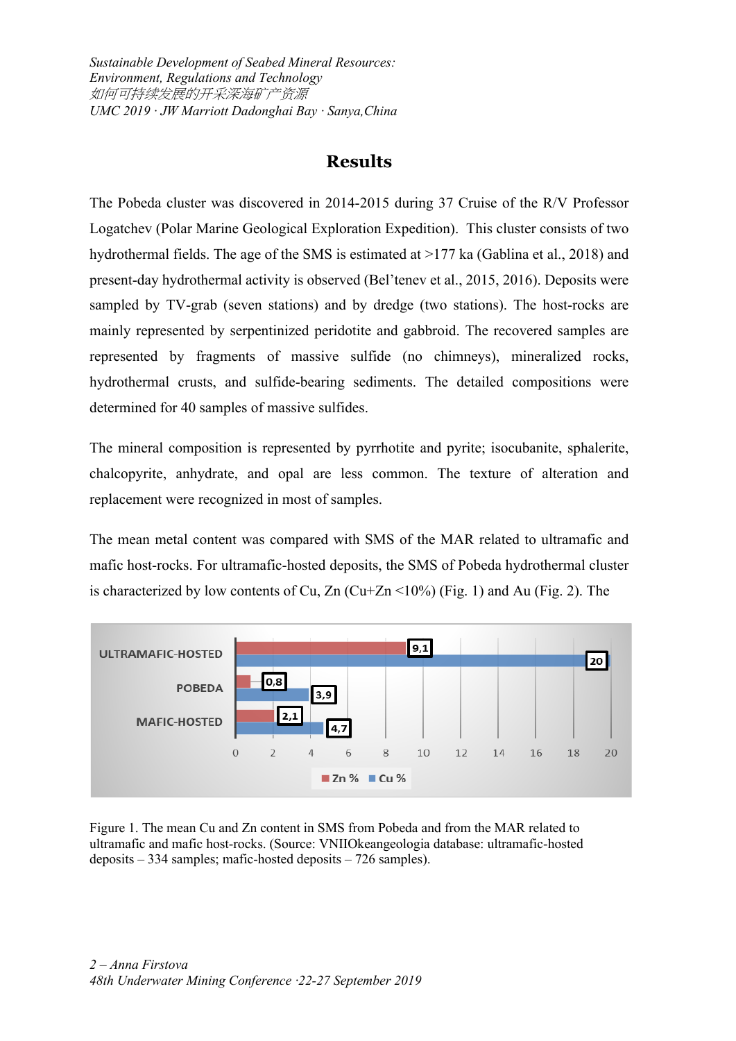## Results

The Pobeda cluster was discovered in 2014-2015 during 37 Cruise of the R/V Professor Logatchev (Polar Marine Geological Exploration Expedition). This cluster consists of two hydrothermal fields. The age of the SMS is estimated at >177 ka (Gablina et al., 2018) and present-day hydrothermal activity is observed (Bel'tenev et al., 2015, 2016). Deposits were sampled by TV-grab (seven stations) and by dredge (two stations). The host-rocks are mainly represented by serpentinized peridotite and gabbroid. The recovered samples are represented by fragments of massive sulfide (no chimneys), mineralized rocks, hydrothermal crusts, and sulfide-bearing sediments. The detailed compositions were determined for 40 samples of massive sulfides.

The mineral composition is represented by pyrrhotite and pyrite; isocubanite, sphalerite, chalcopyrite, anhydrate, and opal are less common. The texture of alteration and replacement were recognized in most of samples.

The mean metal content was compared with SMS of the MAR related to ultramafic and mafic host-rocks. For ultramafic-hosted deposits, the SMS of Pobeda hydrothermal cluster is characterized by low contents of Cu, Zn (Cu+Zn <10%) (Fig. 1) and Au (Fig. 2). The

| | Zn % | Cu % |
|---|---|---|
| ULTRAMAFIC-HOSTED | 9,1 | 20 |
| POBEDA | 0,8 | 3,9 |
| MAFIC-HOSTED | 2,1 | 4,7 |

Figure 1. The mean Cu and Zn content in SMS from Pobeda and from the MAR related to ultramafic and mafic host-rocks. (Source: VNIIOkeangeologia database: ultramafic-hosted deposits – 334 samples; mafic-hosted deposits – 726 samples).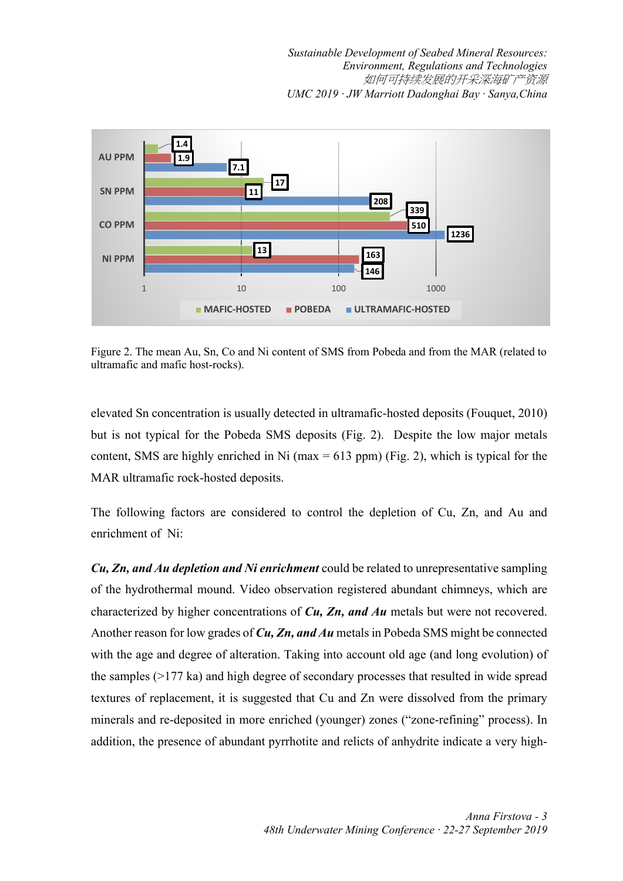Figure 2. The mean Au, Sn, Co and Ni content of SMS from Pobeda and from the MAR (related to ultramafic and mafic host-rocks).

elevated Sn concentration is usually detected in ultramafic-hosted deposits (Fouquet, 2010) but is not typical for the Pobeda SMS deposits (Fig. 2). Despite the low major metals content, SMS are highly enriched in Ni (max = 613 ppm) (Fig. 2), which is typical for the MAR ultramafic rock-hosted deposits.

The following factors are considered to control the depletion of Cu, Zn, and Au and enrichment of Ni:

***Cu, Zn, and Au depletion and Ni enrichment*** could be related to unrepresentative sampling of the hydrothermal mound. Video observation registered abundant chimneys, which are characterized by higher concentrations of ***Cu, Zn, and Au*** metals but were not recovered. Another reason for low grades of ***Cu, Zn, and Au*** metals in Pobeda SMS might be connected with the age and degree of alteration. Taking into account old age (and long evolution) of the samples (>177 ka) and high degree of secondary processes that resulted in wide spread textures of replacement, it is suggested that Cu and Zn were dissolved from the primary minerals and re-deposited in more enriched (younger) zones ("zone-refining" process). In addition, the presence of abundant pyrrhotite and relicts of anhydrite indicate a very high-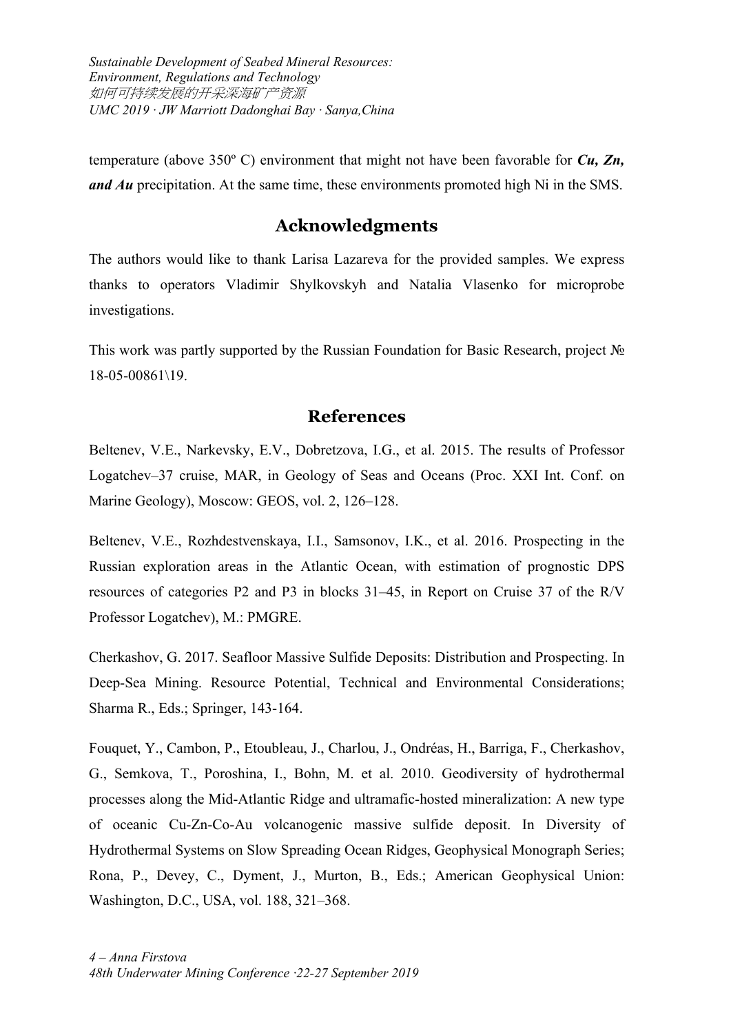temperature (above 350º C) environment that might not have been favorable for ***Cu, Zn, and Au*** precipitation. At the same time, these environments promoted high Ni in the SMS.

## Acknowledgments

The authors would like to thank Larisa Lazareva for the provided samples. We express thanks to operators Vladimir Shylkovskyh and Natalia Vlasenko for microprobe investigations.

This work was partly supported by the Russian Foundation for Basic Research, project № 18-05-00861\19.

## References

Beltenev, V.E., Narkevsky, E.V., Dobretzova, I.G., et al. 2015. The results of Professor Logatchev–37 cruise, MAR, in Geology of Seas and Oceans (Proc. XXI Int. Conf. on Marine Geology), Moscow: GEOS, vol. 2, 126–128.

Beltenev, V.E., Rozhdestvenskaya, I.I., Samsonov, I.K., et al. 2016. Prospecting in the Russian exploration areas in the Atlantic Ocean, with estimation of prognostic DPS resources of categories P2 and P3 in blocks 31–45, in Report on Cruise 37 of the R/V Professor Logatchev), M.: PMGRE.

Cherkashov, G. 2017. Seafloor Massive Sulfide Deposits: Distribution and Prospecting. In Deep-Sea Mining. Resource Potential, Technical and Environmental Considerations; Sharma R., Eds.; Springer, 143-164.

Fouquet, Y., Cambon, P., Etoubleau, J., Charlou, J., Ondréas, H., Barriga, F., Cherkashov, G., Semkova, T., Poroshina, I., Bohn, M. et al. 2010. Geodiversity of hydrothermal processes along the Mid-Atlantic Ridge and ultramafic-hosted mineralization: A new type of oceanic Cu-Zn-Co-Au volcanogenic massive sulfide deposit. In Diversity of Hydrothermal Systems on Slow Spreading Ocean Ridges, Geophysical Monograph Series; Rona, P., Devey, C., Dyment, J., Murton, B., Eds.; American Geophysical Union: Washington, D.C., USA, vol. 188, 321–368.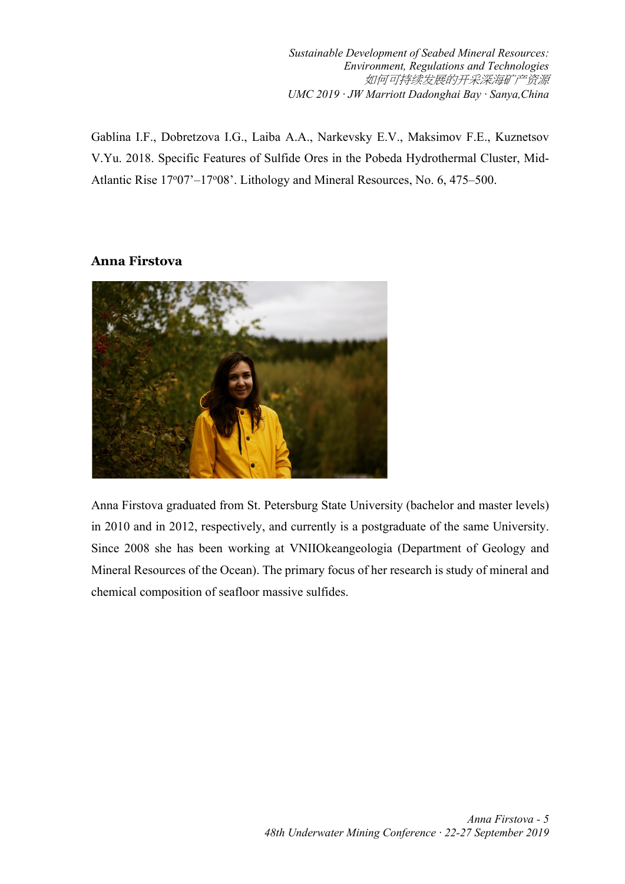Gablina I.F., Dobretzova I.G., Laiba A.A., Narkevsky E.V., Maksimov F.E., Kuznetsov V.Yu. 2018. Specific Features of Sulfide Ores in the Pobeda Hydrothermal Cluster, Mid-Atlantic Rise 17$^{o}$07'–17$^{o}$08'. Lithology and Mineral Resources, No. 6, 475–500.

### Anna Firstova

Anna Firstova graduated from St. Petersburg State University (bachelor and master levels) in 2010 and in 2012, respectively, and currently is a postgraduate of the same University. Since 2008 she has been working at VNIIOkeangeologia (Department of Geology and Mineral Resources of the Ocean). The primary focus of her research is study of mineral and chemical composition of seafloor massive sulfides.